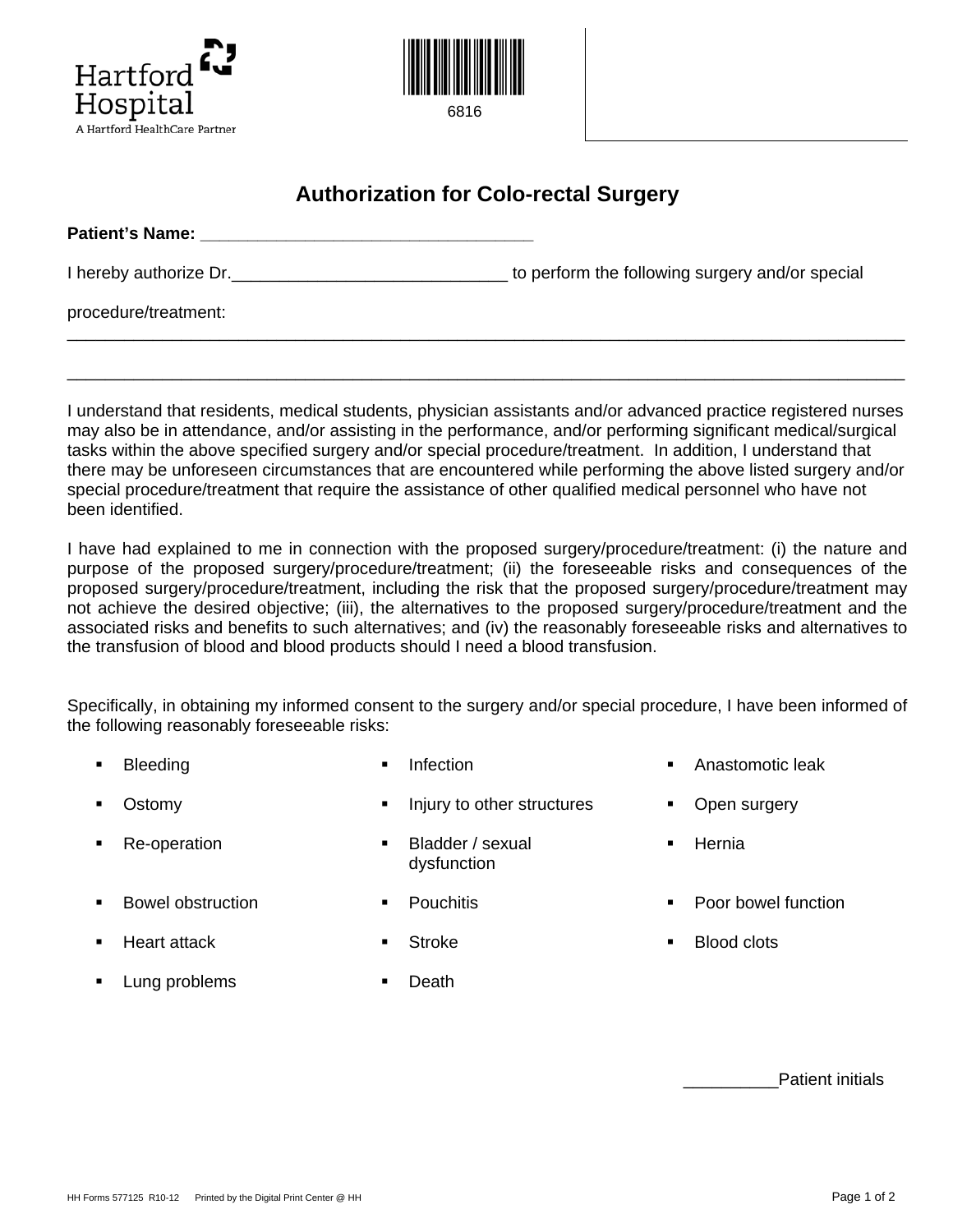Hartford Hospital
A Hartford HealthCare Partner

6816

# Authorization for Colo-rectal Surgery

**Patient's Name: ___________________________________**

I hereby authorize Dr.____________________________ to perform the following surgery and/or special procedure/treatment:

_______________________________________________________________________________

_______________________________________________________________________________

I understand that residents, medical students, physician assistants and/or advanced practice registered nurses may also be in attendance, and/or assisting in the performance, and/or performing significant medical/surgical tasks within the above specified surgery and/or special procedure/treatment. In addition, I understand that there may be unforeseen circumstances that are encountered while performing the above listed surgery and/or special procedure/treatment that require the assistance of other qualified medical personnel who have not been identified.

I have had explained to me in connection with the proposed surgery/procedure/treatment: (i) the nature and purpose of the proposed surgery/procedure/treatment; (ii) the foreseeable risks and consequences of the proposed surgery/procedure/treatment, including the risk that the proposed surgery/procedure/treatment may not achieve the desired objective; (iii), the alternatives to the proposed surgery/procedure/treatment and the associated risks and benefits to such alternatives; and (iv) the reasonably foreseeable risks and alternatives to the transfusion of blood and blood products should I need a blood transfusion.

Specifically, in obtaining my informed consent to the surgery and/or special procedure, I have been informed of the following reasonably foreseeable risks:

- Bleeding
- Infection
- Anastomotic leak
- Ostomy
- Injury to other structures
- Open surgery
- Re-operation
- Bladder / sexual dysfunction
- Hernia
- Bowel obstruction
- Pouchitis
- Poor bowel function
- Heart attack
- Stroke
- Blood clots
- Lung problems
- Death

__________Patient initials

HH Forms 577125 R10-12 Printed by the Digital Print Center @ HH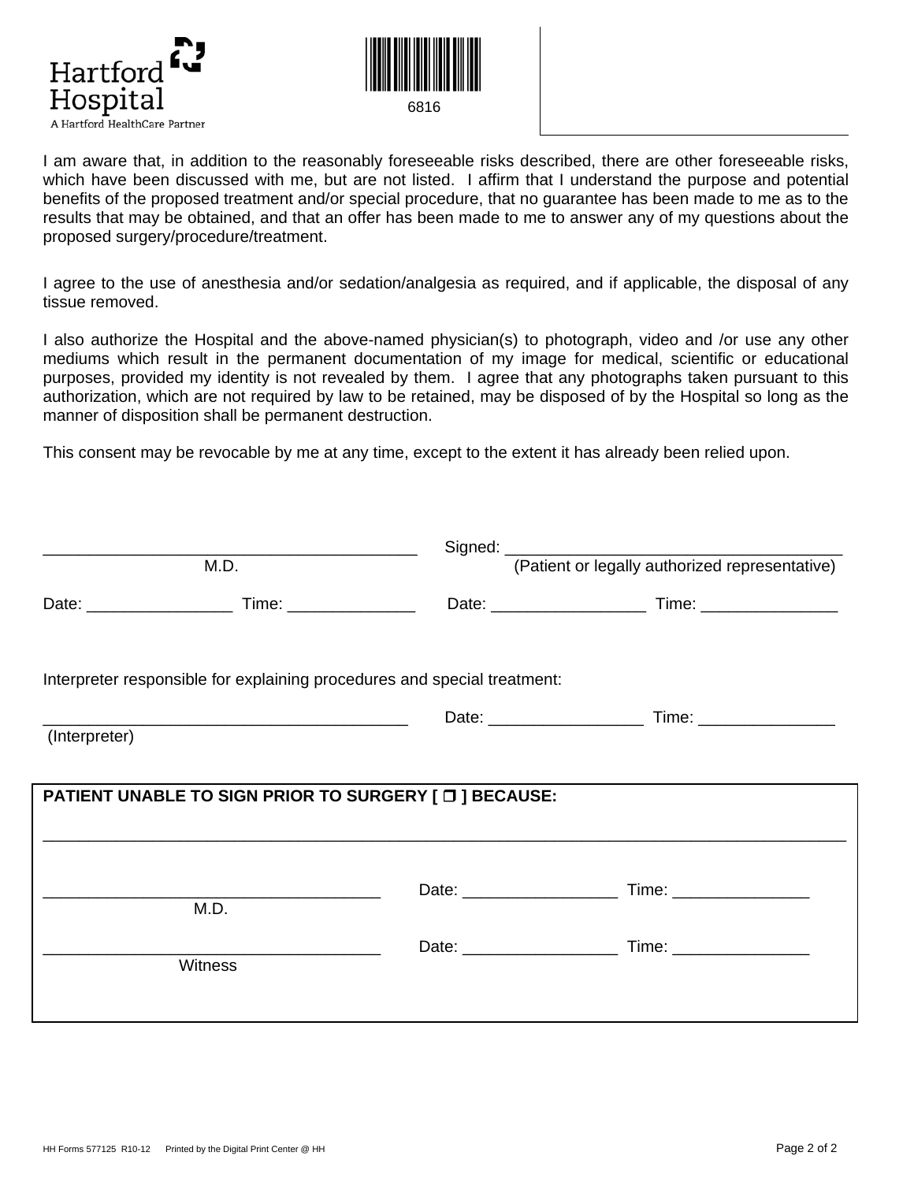Hartford Hospital
A Hartford HealthCare Partner

6816

I am aware that, in addition to the reasonably foreseeable risks described, there are other foreseeable risks, which have been discussed with me, but are not listed. I affirm that I understand the purpose and potential benefits of the proposed treatment and/or special procedure, that no guarantee has been made to me as to the results that may be obtained, and that an offer has been made to me to answer any of my questions about the proposed surgery/procedure/treatment.

I agree to the use of anesthesia and/or sedation/analgesia as required, and if applicable, the disposal of any tissue removed.

I also authorize the Hospital and the above-named physician(s) to photograph, video and /or use any other mediums which result in the permanent documentation of my image for medical, scientific or educational purposes, provided my identity is not revealed by them. I agree that any photographs taken pursuant to this authorization, which are not required by law to be retained, may be disposed of by the Hospital so long as the manner of disposition shall be permanent destruction.

This consent may be revocable by me at any time, except to the extent it has already been relied upon.

_________________________________________ M.D.

Signed: _____________________________________ (Patient or legally authorized representative)

Date: ________________ Time: ______________

Date: _________________ Time: _______________

Interpreter responsible for explaining procedures and special treatment:

________________________________________ (Interpreter)

Date: _________________ Time: _______________

**PATIENT UNABLE TO SIGN PRIOR TO SURGERY [ ❒ ] BECAUSE:**

_____________________________________________________________________________________

_____________________________________ M.D.

Date: _________________ Time: _______________

_____________________________________ Witness

Date: _________________ Time: _______________

HH Forms 577125 R10-12 Printed by the Digital Print Center @ HH